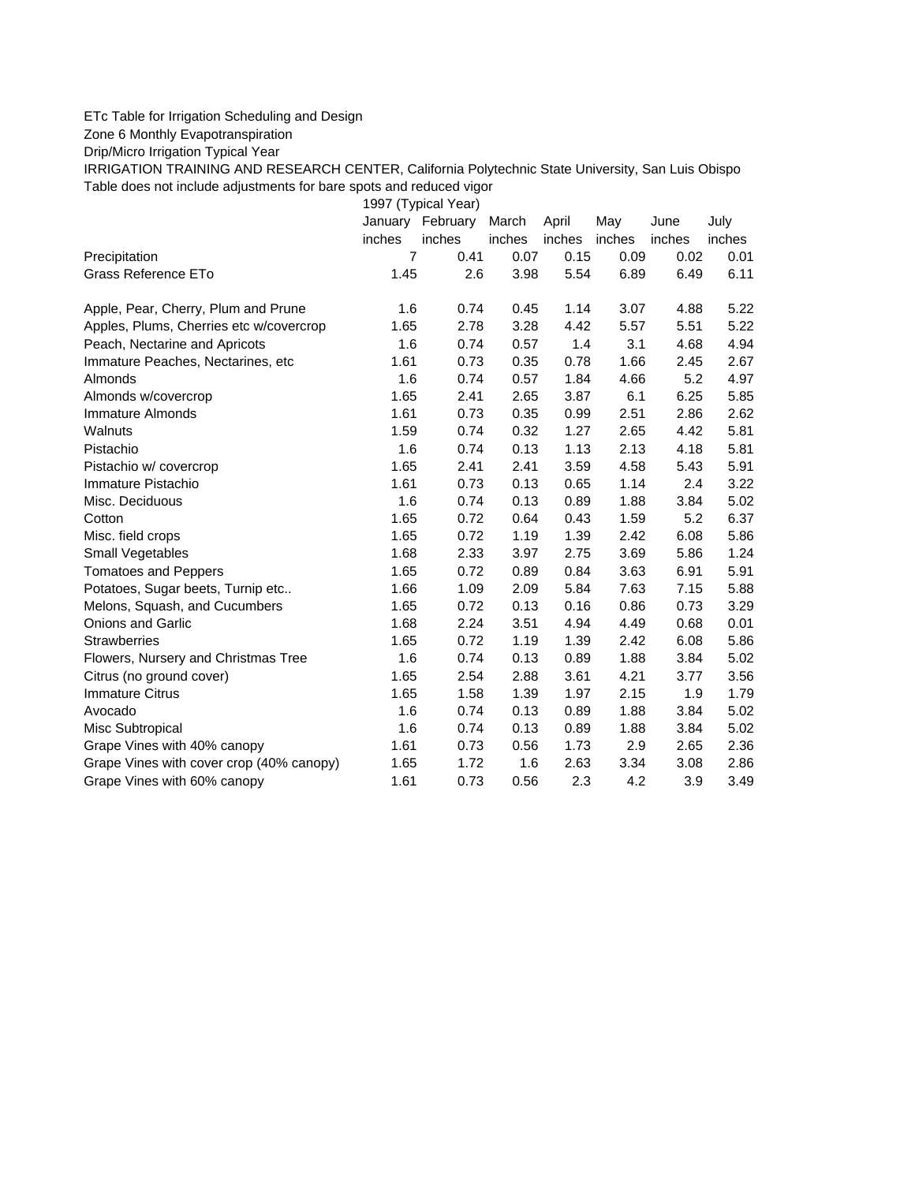ETc Table for Irrigation Scheduling and Design

Zone 6 Monthly Evapotranspiration

Drip/Micro Irrigation Typical Year

IRRIGATION TRAINING AND RESEARCH CENTER, California Polytechnic State University, San Luis Obispo

Table does not include adjustments for bare spots and reduced vigor

| | 1997 (Typical Year) | | | | | | |
|---|---|---|---|---|---|---|---|
| | January | February | March | April | May | June | July |
| | inches | inches | inches | inches | inches | inches | inches |
| Precipitation | 7 | 0.41 | 0.07 | 0.15 | 0.09 | 0.02 | 0.01 |
| Grass Reference ETo | 1.45 | 2.6 | 3.98 | 5.54 | 6.89 | 6.49 | 6.11 |
| | | | | | | | |
| Apple, Pear, Cherry, Plum and Prune | 1.6 | 0.74 | 0.45 | 1.14 | 3.07 | 4.88 | 5.22 |
| Apples, Plums, Cherries etc w/covercrop | 1.65 | 2.78 | 3.28 | 4.42 | 5.57 | 5.51 | 5.22 |
| Peach, Nectarine and Apricots | 1.6 | 0.74 | 0.57 | 1.4 | 3.1 | 4.68 | 4.94 |
| Immature Peaches, Nectarines, etc | 1.61 | 0.73 | 0.35 | 0.78 | 1.66 | 2.45 | 2.67 |
| Almonds | 1.6 | 0.74 | 0.57 | 1.84 | 4.66 | 5.2 | 4.97 |
| Almonds w/covercrop | 1.65 | 2.41 | 2.65 | 3.87 | 6.1 | 6.25 | 5.85 |
| Immature Almonds | 1.61 | 0.73 | 0.35 | 0.99 | 2.51 | 2.86 | 2.62 |
| Walnuts | 1.59 | 0.74 | 0.32 | 1.27 | 2.65 | 4.42 | 5.81 |
| Pistachio | 1.6 | 0.74 | 0.13 | 1.13 | 2.13 | 4.18 | 5.81 |
| Pistachio w/ covercrop | 1.65 | 2.41 | 2.41 | 3.59 | 4.58 | 5.43 | 5.91 |
| Immature Pistachio | 1.61 | 0.73 | 0.13 | 0.65 | 1.14 | 2.4 | 3.22 |
| Misc. Deciduous | 1.6 | 0.74 | 0.13 | 0.89 | 1.88 | 3.84 | 5.02 |
| Cotton | 1.65 | 0.72 | 0.64 | 0.43 | 1.59 | 5.2 | 6.37 |
| Misc. field crops | 1.65 | 0.72 | 1.19 | 1.39 | 2.42 | 6.08 | 5.86 |
| Small Vegetables | 1.68 | 2.33 | 3.97 | 2.75 | 3.69 | 5.86 | 1.24 |
| Tomatoes and Peppers | 1.65 | 0.72 | 0.89 | 0.84 | 3.63 | 6.91 | 5.91 |
| Potatoes, Sugar beets, Turnip etc.. | 1.66 | 1.09 | 2.09 | 5.84 | 7.63 | 7.15 | 5.88 |
| Melons, Squash, and Cucumbers | 1.65 | 0.72 | 0.13 | 0.16 | 0.86 | 0.73 | 3.29 |
| Onions and Garlic | 1.68 | 2.24 | 3.51 | 4.94 | 4.49 | 0.68 | 0.01 |
| Strawberries | 1.65 | 0.72 | 1.19 | 1.39 | 2.42 | 6.08 | 5.86 |
| Flowers, Nursery and Christmas Tree | 1.6 | 0.74 | 0.13 | 0.89 | 1.88 | 3.84 | 5.02 |
| Citrus (no ground cover) | 1.65 | 2.54 | 2.88 | 3.61 | 4.21 | 3.77 | 3.56 |
| Immature Citrus | 1.65 | 1.58 | 1.39 | 1.97 | 2.15 | 1.9 | 1.79 |
| Avocado | 1.6 | 0.74 | 0.13 | 0.89 | 1.88 | 3.84 | 5.02 |
| Misc Subtropical | 1.6 | 0.74 | 0.13 | 0.89 | 1.88 | 3.84 | 5.02 |
| Grape Vines with 40% canopy | 1.61 | 0.73 | 0.56 | 1.73 | 2.9 | 2.65 | 2.36 |
| Grape Vines with cover crop (40% canopy) | 1.65 | 1.72 | 1.6 | 2.63 | 3.34 | 3.08 | 2.86 |
| Grape Vines with 60% canopy | 1.61 | 0.73 | 0.56 | 2.3 | 4.2 | 3.9 | 3.49 |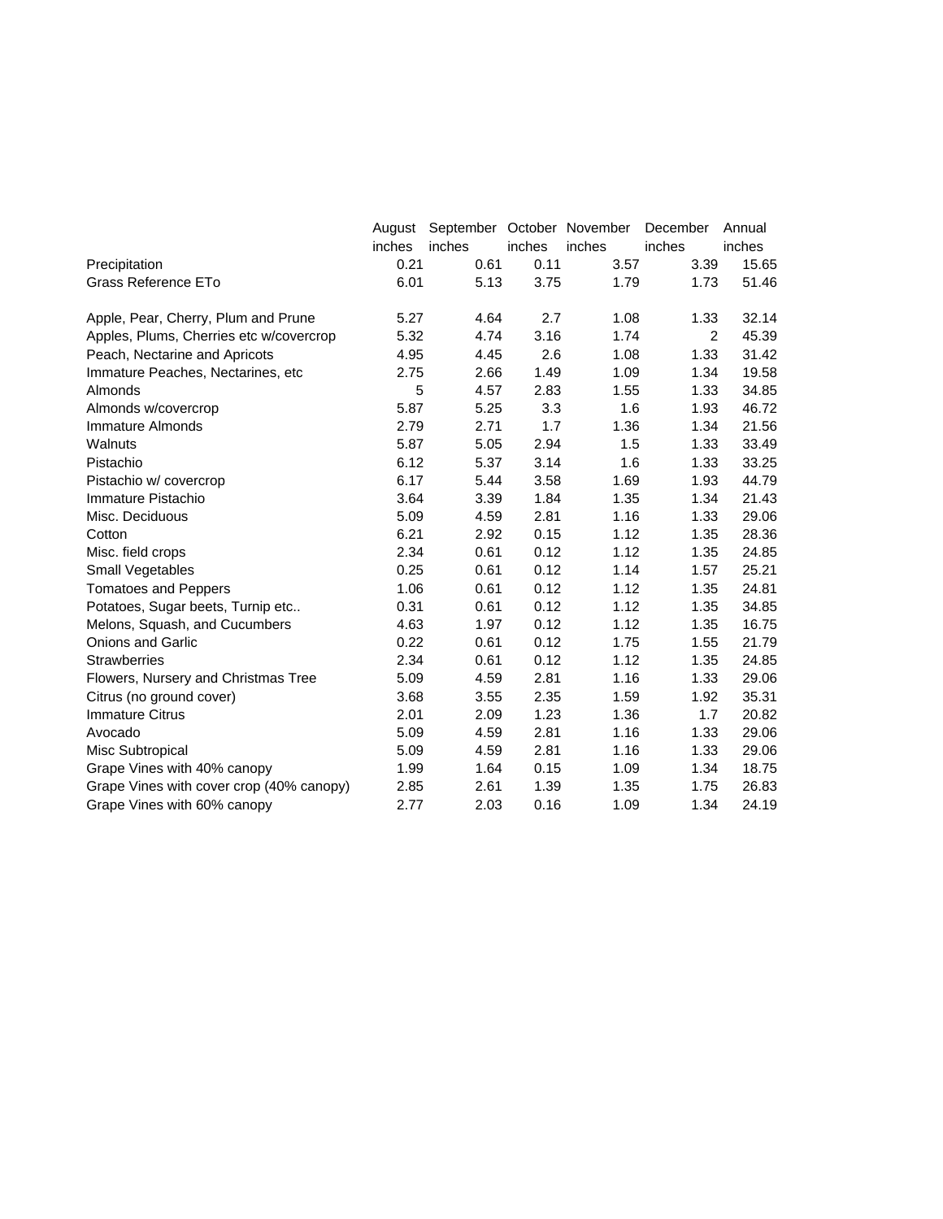| | August inches | September inches | October inches | November inches | December inches | Annual inches |
|---|---|---|---|---|---|---|
| Precipitation | 0.21 | 0.61 | 0.11 | 3.57 | 3.39 | 15.65 |
| Grass Reference ETo | 6.01 | 5.13 | 3.75 | 1.79 | 1.73 | 51.46 |
| | | | | | | |
| Apple, Pear, Cherry, Plum and Prune | 5.27 | 4.64 | 2.7 | 1.08 | 1.33 | 32.14 |
| Apples, Plums, Cherries etc w/covercrop | 5.32 | 4.74 | 3.16 | 1.74 | 2 | 45.39 |
| Peach, Nectarine and Apricots | 4.95 | 4.45 | 2.6 | 1.08 | 1.33 | 31.42 |
| Immature Peaches, Nectarines, etc | 2.75 | 2.66 | 1.49 | 1.09 | 1.34 | 19.58 |
| Almonds | 5 | 4.57 | 2.83 | 1.55 | 1.33 | 34.85 |
| Almonds w/covercrop | 5.87 | 5.25 | 3.3 | 1.6 | 1.93 | 46.72 |
| Immature Almonds | 2.79 | 2.71 | 1.7 | 1.36 | 1.34 | 21.56 |
| Walnuts | 5.87 | 5.05 | 2.94 | 1.5 | 1.33 | 33.49 |
| Pistachio | 6.12 | 5.37 | 3.14 | 1.6 | 1.33 | 33.25 |
| Pistachio w/ covercrop | 6.17 | 5.44 | 3.58 | 1.69 | 1.93 | 44.79 |
| Immature Pistachio | 3.64 | 3.39 | 1.84 | 1.35 | 1.34 | 21.43 |
| Misc. Deciduous | 5.09 | 4.59 | 2.81 | 1.16 | 1.33 | 29.06 |
| Cotton | 6.21 | 2.92 | 0.15 | 1.12 | 1.35 | 28.36 |
| Misc. field crops | 2.34 | 0.61 | 0.12 | 1.12 | 1.35 | 24.85 |
| Small Vegetables | 0.25 | 0.61 | 0.12 | 1.14 | 1.57 | 25.21 |
| Tomatoes and Peppers | 1.06 | 0.61 | 0.12 | 1.12 | 1.35 | 24.81 |
| Potatoes, Sugar beets, Turnip etc.. | 0.31 | 0.61 | 0.12 | 1.12 | 1.35 | 34.85 |
| Melons, Squash, and Cucumbers | 4.63 | 1.97 | 0.12 | 1.12 | 1.35 | 16.75 |
| Onions and Garlic | 0.22 | 0.61 | 0.12 | 1.75 | 1.55 | 21.79 |
| Strawberries | 2.34 | 0.61 | 0.12 | 1.12 | 1.35 | 24.85 |
| Flowers, Nursery and Christmas Tree | 5.09 | 4.59 | 2.81 | 1.16 | 1.33 | 29.06 |
| Citrus (no ground cover) | 3.68 | 3.55 | 2.35 | 1.59 | 1.92 | 35.31 |
| Immature Citrus | 2.01 | 2.09 | 1.23 | 1.36 | 1.7 | 20.82 |
| Avocado | 5.09 | 4.59 | 2.81 | 1.16 | 1.33 | 29.06 |
| Misc Subtropical | 5.09 | 4.59 | 2.81 | 1.16 | 1.33 | 29.06 |
| Grape Vines with 40% canopy | 1.99 | 1.64 | 0.15 | 1.09 | 1.34 | 18.75 |
| Grape Vines with cover crop (40% canopy) | 2.85 | 2.61 | 1.39 | 1.35 | 1.75 | 26.83 |
| Grape Vines with 60% canopy | 2.77 | 2.03 | 0.16 | 1.09 | 1.34 | 24.19 |